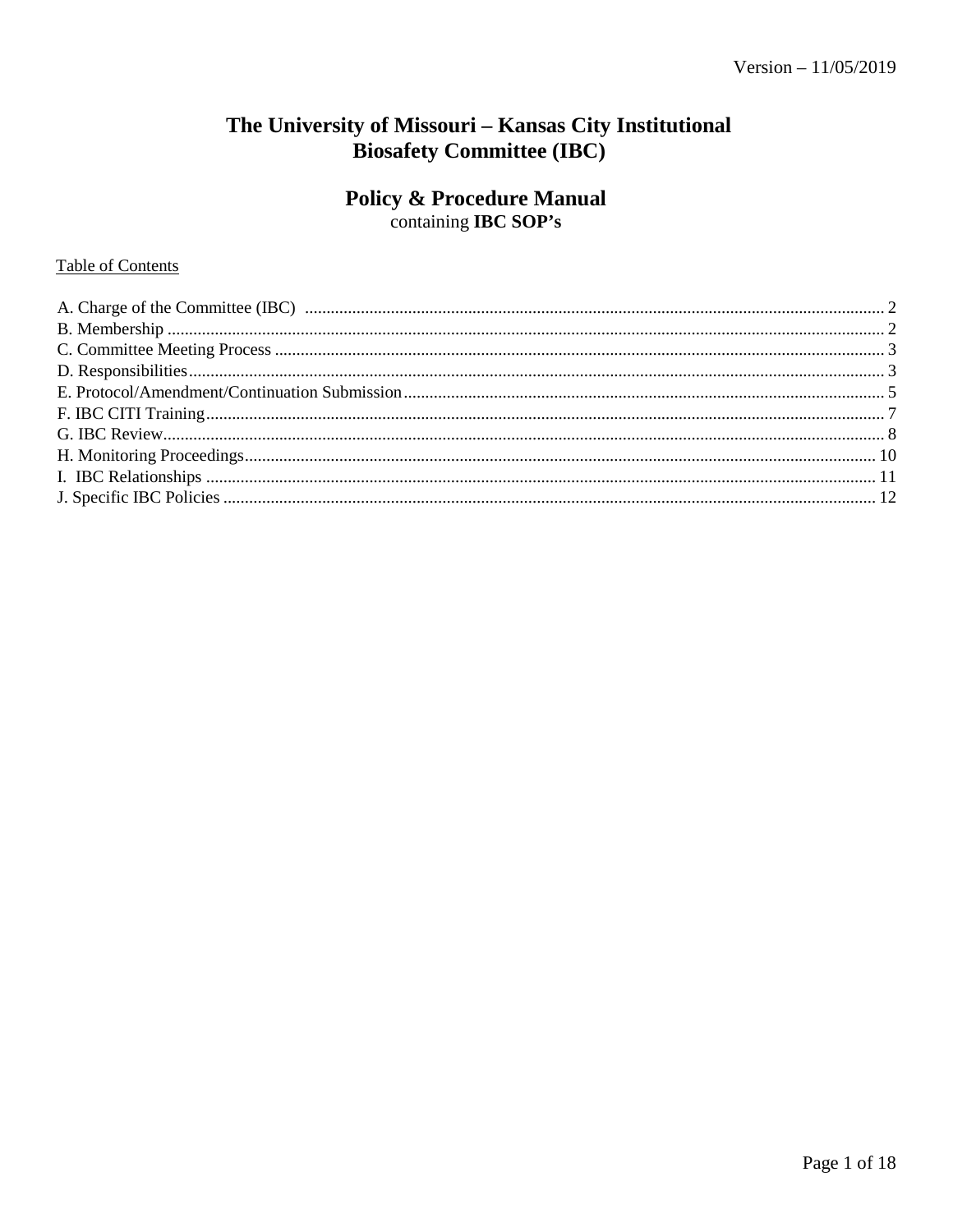Version – 11/05/2019

# The University of Missouri – Kansas City Institutional Biosafety Committee (IBC)

## Policy & Procedure Manual

containing **IBC SOP's**

Table of Contents

A. Charge of the Committee (IBC) ..... 2
B. Membership ..... 2
C. Committee Meeting Process ..... 3
D. Responsibilities ..... 3
E. Protocol/Amendment/Continuation Submission ..... 5
F. IBC CITI Training ..... 7
G. IBC Review ..... 8
H. Monitoring Proceedings ..... 10
I. IBC Relationships ..... 11
J. Specific IBC Policies ..... 12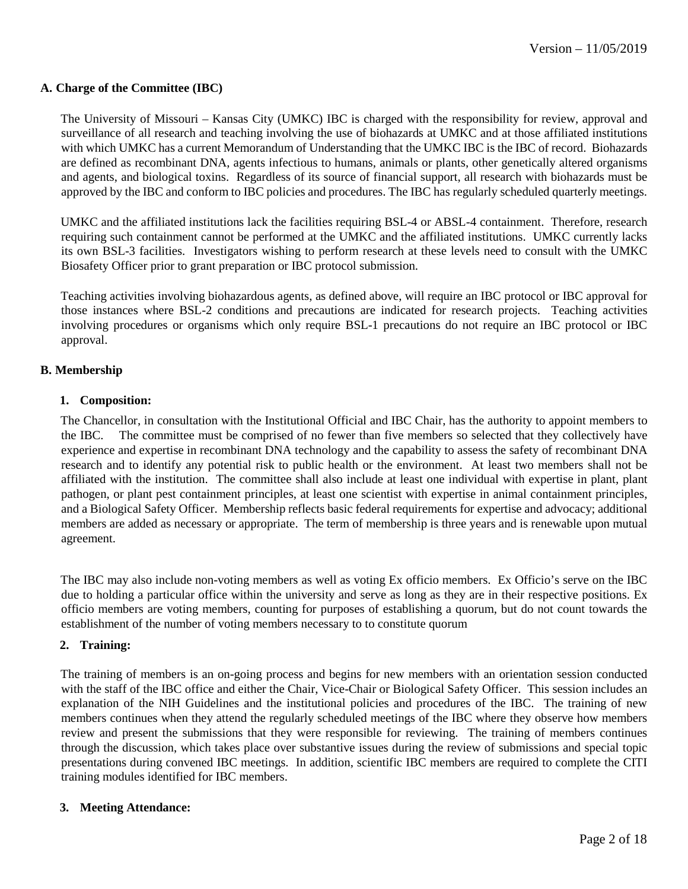## A. Charge of the Committee (IBC)

The University of Missouri – Kansas City (UMKC) IBC is charged with the responsibility for review, approval and surveillance of all research and teaching involving the use of biohazards at UMKC and at those affiliated institutions with which UMKC has a current Memorandum of Understanding that the UMKC IBC is the IBC of record. Biohazards are defined as recombinant DNA, agents infectious to humans, animals or plants, other genetically altered organisms and agents, and biological toxins. Regardless of its source of financial support, all research with biohazards must be approved by the IBC and conform to IBC policies and procedures. The IBC has regularly scheduled quarterly meetings.

UMKC and the affiliated institutions lack the facilities requiring BSL-4 or ABSL-4 containment. Therefore, research requiring such containment cannot be performed at the UMKC and the affiliated institutions. UMKC currently lacks its own BSL-3 facilities. Investigators wishing to perform research at these levels need to consult with the UMKC Biosafety Officer prior to grant preparation or IBC protocol submission.

Teaching activities involving biohazardous agents, as defined above, will require an IBC protocol or IBC approval for those instances where BSL-2 conditions and precautions are indicated for research projects. Teaching activities involving procedures or organisms which only require BSL-1 precautions do not require an IBC protocol or IBC approval.

## B. Membership

### 1. Composition:

The Chancellor, in consultation with the Institutional Official and IBC Chair, has the authority to appoint members to the IBC. The committee must be comprised of no fewer than five members so selected that they collectively have experience and expertise in recombinant DNA technology and the capability to assess the safety of recombinant DNA research and to identify any potential risk to public health or the environment. At least two members shall not be affiliated with the institution. The committee shall also include at least one individual with expertise in plant, plant pathogen, or plant pest containment principles, at least one scientist with expertise in animal containment principles, and a Biological Safety Officer. Membership reflects basic federal requirements for expertise and advocacy; additional members are added as necessary or appropriate. The term of membership is three years and is renewable upon mutual agreement.

The IBC may also include non-voting members as well as voting Ex officio members. Ex Officio's serve on the IBC due to holding a particular office within the university and serve as long as they are in their respective positions. Ex officio members are voting members, counting for purposes of establishing a quorum, but do not count towards the establishment of the number of voting members necessary to to constitute quorum

### 2. Training:

The training of members is an on-going process and begins for new members with an orientation session conducted with the staff of the IBC office and either the Chair, Vice-Chair or Biological Safety Officer. This session includes an explanation of the NIH Guidelines and the institutional policies and procedures of the IBC. The training of new members continues when they attend the regularly scheduled meetings of the IBC where they observe how members review and present the submissions that they were responsible for reviewing. The training of members continues through the discussion, which takes place over substantive issues during the review of submissions and special topic presentations during convened IBC meetings. In addition, scientific IBC members are required to complete the CITI training modules identified for IBC members.

### 3. Meeting Attendance: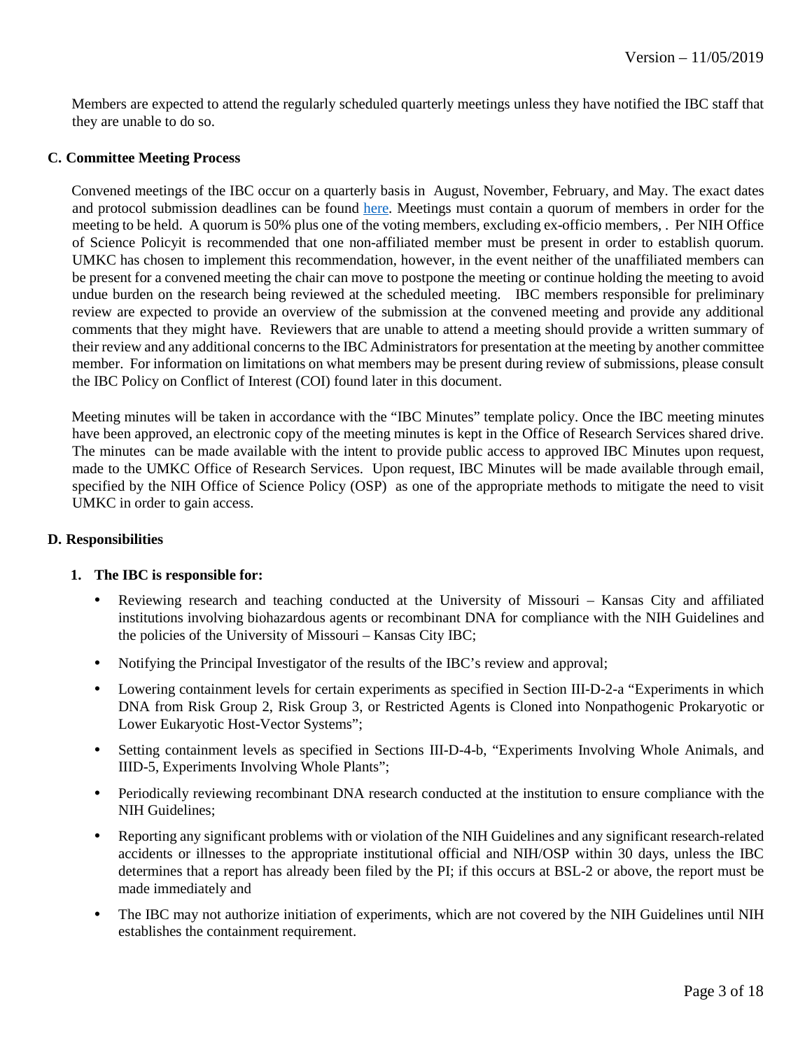Members are expected to attend the regularly scheduled quarterly meetings unless they have notified the IBC staff that they are unable to do so.

**C. Committee Meeting Process**

Convened meetings of the IBC occur on a quarterly basis in August, November, February, and May. The exact dates and protocol submission deadlines can be found here. Meetings must contain a quorum of members in order for the meeting to be held. A quorum is 50% plus one of the voting members, excluding ex-officio members, . Per NIH Office of Science Policyit is recommended that one non-affiliated member must be present in order to establish quorum. UMKC has chosen to implement this recommendation, however, in the event neither of the unaffiliated members can be present for a convened meeting the chair can move to postpone the meeting or continue holding the meeting to avoid undue burden on the research being reviewed at the scheduled meeting. IBC members responsible for preliminary review are expected to provide an overview of the submission at the convened meeting and provide any additional comments that they might have. Reviewers that are unable to attend a meeting should provide a written summary of their review and any additional concerns to the IBC Administrators for presentation at the meeting by another committee member. For information on limitations on what members may be present during review of submissions, please consult the IBC Policy on Conflict of Interest (COI) found later in this document.

Meeting minutes will be taken in accordance with the "IBC Minutes" template policy. Once the IBC meeting minutes have been approved, an electronic copy of the meeting minutes is kept in the Office of Research Services shared drive. The minutes can be made available with the intent to provide public access to approved IBC Minutes upon request, made to the UMKC Office of Research Services. Upon request, IBC Minutes will be made available through email, specified by the NIH Office of Science Policy (OSP) as one of the appropriate methods to mitigate the need to visit UMKC in order to gain access.

**D. Responsibilities**

**1. The IBC is responsible for:**

- Reviewing research and teaching conducted at the University of Missouri – Kansas City and affiliated institutions involving biohazardous agents or recombinant DNA for compliance with the NIH Guidelines and the policies of the University of Missouri – Kansas City IBC;
- Notifying the Principal Investigator of the results of the IBC's review and approval;
- Lowering containment levels for certain experiments as specified in Section III-D-2-a "Experiments in which DNA from Risk Group 2, Risk Group 3, or Restricted Agents is Cloned into Nonpathogenic Prokaryotic or Lower Eukaryotic Host-Vector Systems";
- Setting containment levels as specified in Sections III-D-4-b, "Experiments Involving Whole Animals, and IIID-5, Experiments Involving Whole Plants";
- Periodically reviewing recombinant DNA research conducted at the institution to ensure compliance with the NIH Guidelines;
- Reporting any significant problems with or violation of the NIH Guidelines and any significant research-related accidents or illnesses to the appropriate institutional official and NIH/OSP within 30 days, unless the IBC determines that a report has already been filed by the PI; if this occurs at BSL-2 or above, the report must be made immediately and
- The IBC may not authorize initiation of experiments, which are not covered by the NIH Guidelines until NIH establishes the containment requirement.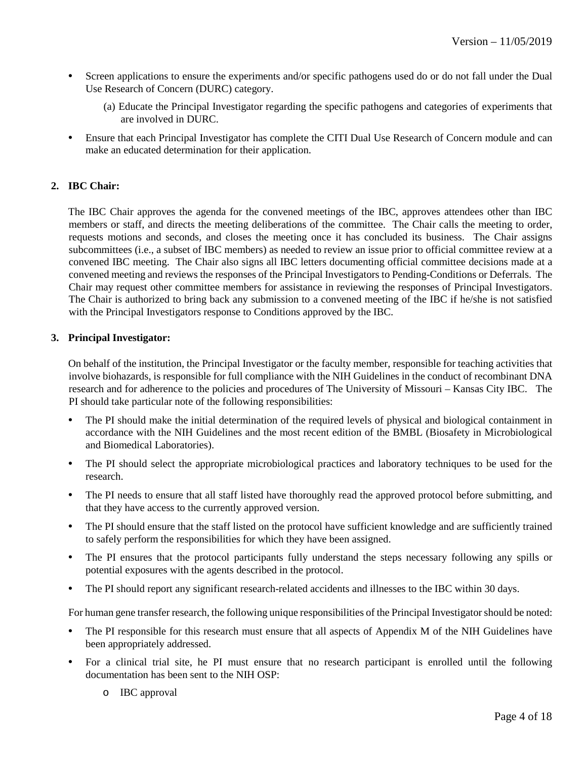- Screen applications to ensure the experiments and/or specific pathogens used do or do not fall under the Dual Use Research of Concern (DURC) category.

  (a) Educate the Principal Investigator regarding the specific pathogens and categories of experiments that are involved in DURC.

- Ensure that each Principal Investigator has complete the CITI Dual Use Research of Concern module and can make an educated determination for their application.

**2. IBC Chair:**

The IBC Chair approves the agenda for the convened meetings of the IBC, approves attendees other than IBC members or staff, and directs the meeting deliberations of the committee. The Chair calls the meeting to order, requests motions and seconds, and closes the meeting once it has concluded its business. The Chair assigns subcommittees (i.e., a subset of IBC members) as needed to review an issue prior to official committee review at a convened IBC meeting. The Chair also signs all IBC letters documenting official committee decisions made at a convened meeting and reviews the responses of the Principal Investigators to Pending-Conditions or Deferrals. The Chair may request other committee members for assistance in reviewing the responses of Principal Investigators. The Chair is authorized to bring back any submission to a convened meeting of the IBC if he/she is not satisfied with the Principal Investigators response to Conditions approved by the IBC.

**3. Principal Investigator:**

On behalf of the institution, the Principal Investigator or the faculty member, responsible for teaching activities that involve biohazards, is responsible for full compliance with the NIH Guidelines in the conduct of recombinant DNA research and for adherence to the policies and procedures of The University of Missouri – Kansas City IBC. The PI should take particular note of the following responsibilities:

- The PI should make the initial determination of the required levels of physical and biological containment in accordance with the NIH Guidelines and the most recent edition of the BMBL (Biosafety in Microbiological and Biomedical Laboratories).
- The PI should select the appropriate microbiological practices and laboratory techniques to be used for the research.
- The PI needs to ensure that all staff listed have thoroughly read the approved protocol before submitting, and that they have access to the currently approved version.
- The PI should ensure that the staff listed on the protocol have sufficient knowledge and are sufficiently trained to safely perform the responsibilities for which they have been assigned.
- The PI ensures that the protocol participants fully understand the steps necessary following any spills or potential exposures with the agents described in the protocol.
- The PI should report any significant research-related accidents and illnesses to the IBC within 30 days.

For human gene transfer research, the following unique responsibilities of the Principal Investigator should be noted:

- The PI responsible for this research must ensure that all aspects of Appendix M of the NIH Guidelines have been appropriately addressed.
- For a clinical trial site, he PI must ensure that no research participant is enrolled until the following documentation has been sent to the NIH OSP:
  - IBC approval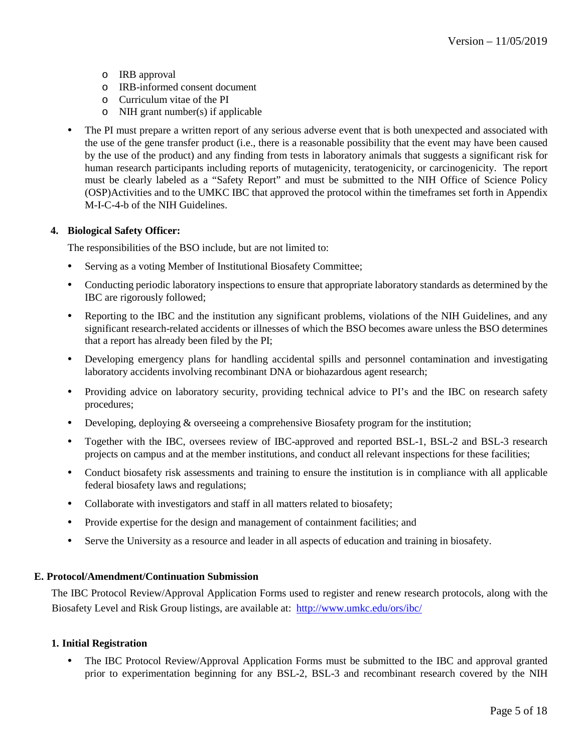- IRB approval
  - IRB-informed consent document
  - Curriculum vitae of the PI
  - NIH grant number(s) if applicable

- The PI must prepare a written report of any serious adverse event that is both unexpected and associated with the use of the gene transfer product (i.e., there is a reasonable possibility that the event may have been caused by the use of the product) and any finding from tests in laboratory animals that suggests a significant risk for human research participants including reports of mutagenicity, teratogenicity, or carcinogenicity. The report must be clearly labeled as a "Safety Report" and must be submitted to the NIH Office of Science Policy (OSP)Activities and to the UMKC IBC that approved the protocol within the timeframes set forth in Appendix M-I-C-4-b of the NIH Guidelines.

**4. Biological Safety Officer:**

The responsibilities of the BSO include, but are not limited to:

- Serving as a voting Member of Institutional Biosafety Committee;
- Conducting periodic laboratory inspections to ensure that appropriate laboratory standards as determined by the IBC are rigorously followed;
- Reporting to the IBC and the institution any significant problems, violations of the NIH Guidelines, and any significant research-related accidents or illnesses of which the BSO becomes aware unless the BSO determines that a report has already been filed by the PI;
- Developing emergency plans for handling accidental spills and personnel contamination and investigating laboratory accidents involving recombinant DNA or biohazardous agent research;
- Providing advice on laboratory security, providing technical advice to PI's and the IBC on research safety procedures;
- Developing, deploying & overseeing a comprehensive Biosafety program for the institution;
- Together with the IBC, oversees review of IBC-approved and reported BSL-1, BSL-2 and BSL-3 research projects on campus and at the member institutions, and conduct all relevant inspections for these facilities;
- Conduct biosafety risk assessments and training to ensure the institution is in compliance with all applicable federal biosafety laws and regulations;
- Collaborate with investigators and staff in all matters related to biosafety;
- Provide expertise for the design and management of containment facilities; and
- Serve the University as a resource and leader in all aspects of education and training in biosafety.

## E. Protocol/Amendment/Continuation Submission

The IBC Protocol Review/Approval Application Forms used to register and renew research protocols, along with the Biosafety Level and Risk Group listings, are available at: http://www.umkc.edu/ors/ibc/

### 1. Initial Registration

- The IBC Protocol Review/Approval Application Forms must be submitted to the IBC and approval granted prior to experimentation beginning for any BSL-2, BSL-3 and recombinant research covered by the NIH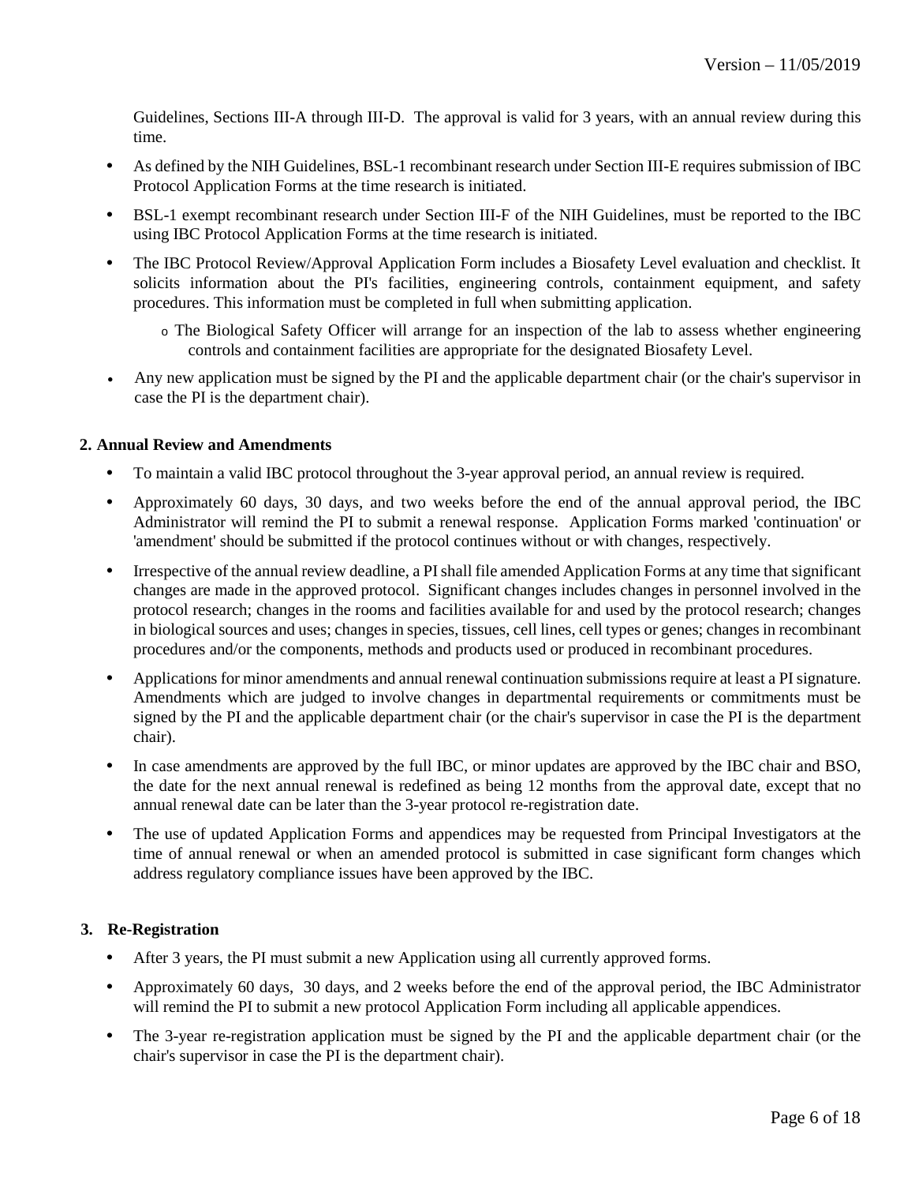Guidelines, Sections III-A through III-D. The approval is valid for 3 years, with an annual review during this time.

- As defined by the NIH Guidelines, BSL-1 recombinant research under Section III-E requires submission of IBC Protocol Application Forms at the time research is initiated.
- BSL-1 exempt recombinant research under Section III-F of the NIH Guidelines, must be reported to the IBC using IBC Protocol Application Forms at the time research is initiated.
- The IBC Protocol Review/Approval Application Form includes a Biosafety Level evaluation and checklist. It solicits information about the PI's facilities, engineering controls, containment equipment, and safety procedures. This information must be completed in full when submitting application.
  - The Biological Safety Officer will arrange for an inspection of the lab to assess whether engineering controls and containment facilities are appropriate for the designated Biosafety Level.
- Any new application must be signed by the PI and the applicable department chair (or the chair's supervisor in case the PI is the department chair).

**2. Annual Review and Amendments**

- To maintain a valid IBC protocol throughout the 3-year approval period, an annual review is required.
- Approximately 60 days, 30 days, and two weeks before the end of the annual approval period, the IBC Administrator will remind the PI to submit a renewal response. Application Forms marked 'continuation' or 'amendment' should be submitted if the protocol continues without or with changes, respectively.
- Irrespective of the annual review deadline, a PI shall file amended Application Forms at any time that significant changes are made in the approved protocol. Significant changes includes changes in personnel involved in the protocol research; changes in the rooms and facilities available for and used by the protocol research; changes in biological sources and uses; changes in species, tissues, cell lines, cell types or genes; changes in recombinant procedures and/or the components, methods and products used or produced in recombinant procedures.
- Applications for minor amendments and annual renewal continuation submissions require at least a PI signature. Amendments which are judged to involve changes in departmental requirements or commitments must be signed by the PI and the applicable department chair (or the chair's supervisor in case the PI is the department chair).
- In case amendments are approved by the full IBC, or minor updates are approved by the IBC chair and BSO, the date for the next annual renewal is redefined as being 12 months from the approval date, except that no annual renewal date can be later than the 3-year protocol re-registration date.
- The use of updated Application Forms and appendices may be requested from Principal Investigators at the time of annual renewal or when an amended protocol is submitted in case significant form changes which address regulatory compliance issues have been approved by the IBC.

**3. Re-Registration**

- After 3 years, the PI must submit a new Application using all currently approved forms.
- Approximately 60 days, 30 days, and 2 weeks before the end of the approval period, the IBC Administrator will remind the PI to submit a new protocol Application Form including all applicable appendices.
- The 3-year re-registration application must be signed by the PI and the applicable department chair (or the chair's supervisor in case the PI is the department chair).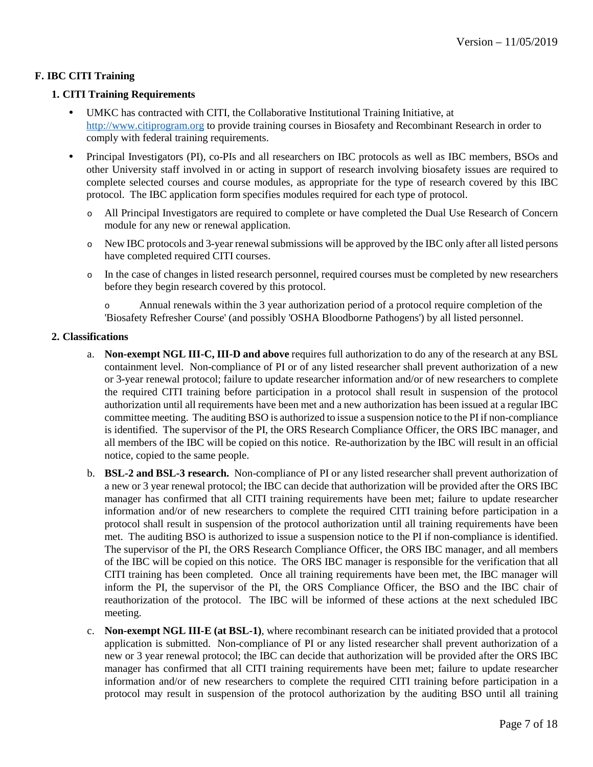### F. IBC CITI Training

#### 1. CITI Training Requirements

- UMKC has contracted with CITI, the Collaborative Institutional Training Initiative, at http://www.citiprogram.org to provide training courses in Biosafety and Recombinant Research in order to comply with federal training requirements.
- Principal Investigators (PI), co-PIs and all researchers on IBC protocols as well as IBC members, BSOs and other University staff involved in or acting in support of research involving biosafety issues are required to complete selected courses and course modules, as appropriate for the type of research covered by this IBC protocol. The IBC application form specifies modules required for each type of protocol.
  - All Principal Investigators are required to complete or have completed the Dual Use Research of Concern module for any new or renewal application.
  - New IBC protocols and 3-year renewal submissions will be approved by the IBC only after all listed persons have completed required CITI courses.
  - In the case of changes in listed research personnel, required courses must be completed by new researchers before they begin research covered by this protocol.
  - Annual renewals within the 3 year authorization period of a protocol require completion of the 'Biosafety Refresher Course' (and possibly 'OSHA Bloodborne Pathogens') by all listed personnel.

#### 2. Classifications

a. **Non-exempt NGL III-C, III-D and above** requires full authorization to do any of the research at any BSL containment level. Non-compliance of PI or of any listed researcher shall prevent authorization of a new or 3-year renewal protocol; failure to update researcher information and/or of new researchers to complete the required CITI training before participation in a protocol shall result in suspension of the protocol authorization until all requirements have been met and a new authorization has been issued at a regular IBC committee meeting. The auditing BSO is authorized to issue a suspension notice to the PI if non-compliance is identified. The supervisor of the PI, the ORS Research Compliance Officer, the ORS IBC manager, and all members of the IBC will be copied on this notice. Re-authorization by the IBC will result in an official notice, copied to the same people.

b. **BSL-2 and BSL-3 research.** Non-compliance of PI or any listed researcher shall prevent authorization of a new or 3 year renewal protocol; the IBC can decide that authorization will be provided after the ORS IBC manager has confirmed that all CITI training requirements have been met; failure to update researcher information and/or of new researchers to complete the required CITI training before participation in a protocol shall result in suspension of the protocol authorization until all training requirements have been met. The auditing BSO is authorized to issue a suspension notice to the PI if non-compliance is identified. The supervisor of the PI, the ORS Research Compliance Officer, the ORS IBC manager, and all members of the IBC will be copied on this notice. The ORS IBC manager is responsible for the verification that all CITI training has been completed. Once all training requirements have been met, the IBC manager will inform the PI, the supervisor of the PI, the ORS Compliance Officer, the BSO and the IBC chair of reauthorization of the protocol. The IBC will be informed of these actions at the next scheduled IBC meeting.

c. **Non-exempt NGL III-E (at BSL-1)**, where recombinant research can be initiated provided that a protocol application is submitted. Non-compliance of PI or any listed researcher shall prevent authorization of a new or 3 year renewal protocol; the IBC can decide that authorization will be provided after the ORS IBC manager has confirmed that all CITI training requirements have been met; failure to update researcher information and/or of new researchers to complete the required CITI training before participation in a protocol may result in suspension of the protocol authorization by the auditing BSO until all training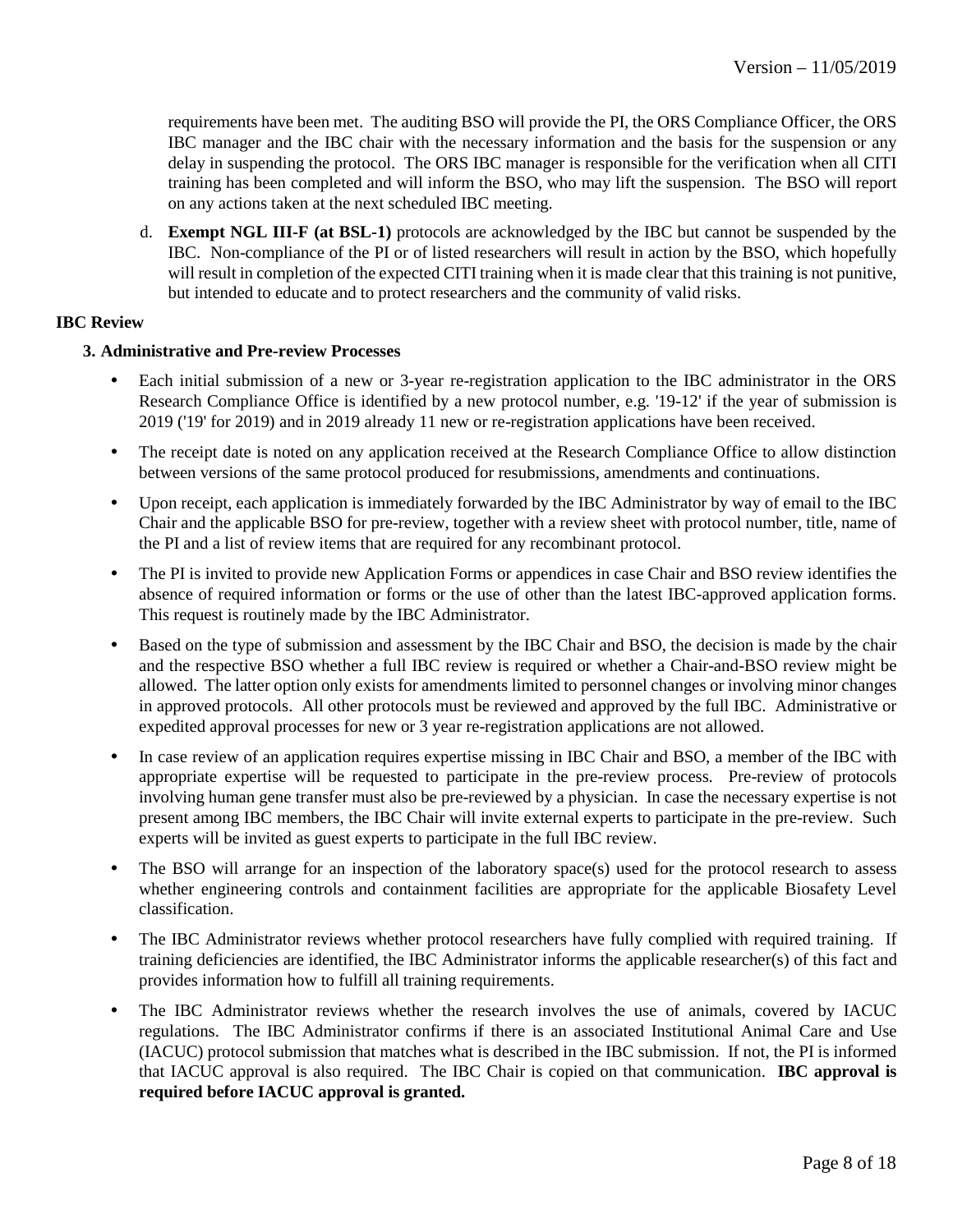requirements have been met. The auditing BSO will provide the PI, the ORS Compliance Officer, the ORS IBC manager and the IBC chair with the necessary information and the basis for the suspension or any delay in suspending the protocol. The ORS IBC manager is responsible for the verification when all CITI training has been completed and will inform the BSO, who may lift the suspension. The BSO will report on any actions taken at the next scheduled IBC meeting.

d. **Exempt NGL III-F (at BSL-1)** protocols are acknowledged by the IBC but cannot be suspended by the IBC. Non-compliance of the PI or of listed researchers will result in action by the BSO, which hopefully will result in completion of the expected CITI training when it is made clear that this training is not punitive, but intended to educate and to protect researchers and the community of valid risks.

**IBC Review**

**3. Administrative and Pre-review Processes**

- Each initial submission of a new or 3-year re-registration application to the IBC administrator in the ORS Research Compliance Office is identified by a new protocol number, e.g. '19-12' if the year of submission is 2019 ('19' for 2019) and in 2019 already 11 new or re-registration applications have been received.
- The receipt date is noted on any application received at the Research Compliance Office to allow distinction between versions of the same protocol produced for resubmissions, amendments and continuations.
- Upon receipt, each application is immediately forwarded by the IBC Administrator by way of email to the IBC Chair and the applicable BSO for pre-review, together with a review sheet with protocol number, title, name of the PI and a list of review items that are required for any recombinant protocol.
- The PI is invited to provide new Application Forms or appendices in case Chair and BSO review identifies the absence of required information or forms or the use of other than the latest IBC-approved application forms. This request is routinely made by the IBC Administrator.
- Based on the type of submission and assessment by the IBC Chair and BSO, the decision is made by the chair and the respective BSO whether a full IBC review is required or whether a Chair-and-BSO review might be allowed. The latter option only exists for amendments limited to personnel changes or involving minor changes in approved protocols. All other protocols must be reviewed and approved by the full IBC. Administrative or expedited approval processes for new or 3 year re-registration applications are not allowed.
- In case review of an application requires expertise missing in IBC Chair and BSO, a member of the IBC with appropriate expertise will be requested to participate in the pre-review process. Pre-review of protocols involving human gene transfer must also be pre-reviewed by a physician. In case the necessary expertise is not present among IBC members, the IBC Chair will invite external experts to participate in the pre-review. Such experts will be invited as guest experts to participate in the full IBC review.
- The BSO will arrange for an inspection of the laboratory space(s) used for the protocol research to assess whether engineering controls and containment facilities are appropriate for the applicable Biosafety Level classification.
- The IBC Administrator reviews whether protocol researchers have fully complied with required training. If training deficiencies are identified, the IBC Administrator informs the applicable researcher(s) of this fact and provides information how to fulfill all training requirements.
- The IBC Administrator reviews whether the research involves the use of animals, covered by IACUC regulations. The IBC Administrator confirms if there is an associated Institutional Animal Care and Use (IACUC) protocol submission that matches what is described in the IBC submission. If not, the PI is informed that IACUC approval is also required. The IBC Chair is copied on that communication. **IBC approval is required before IACUC approval is granted.**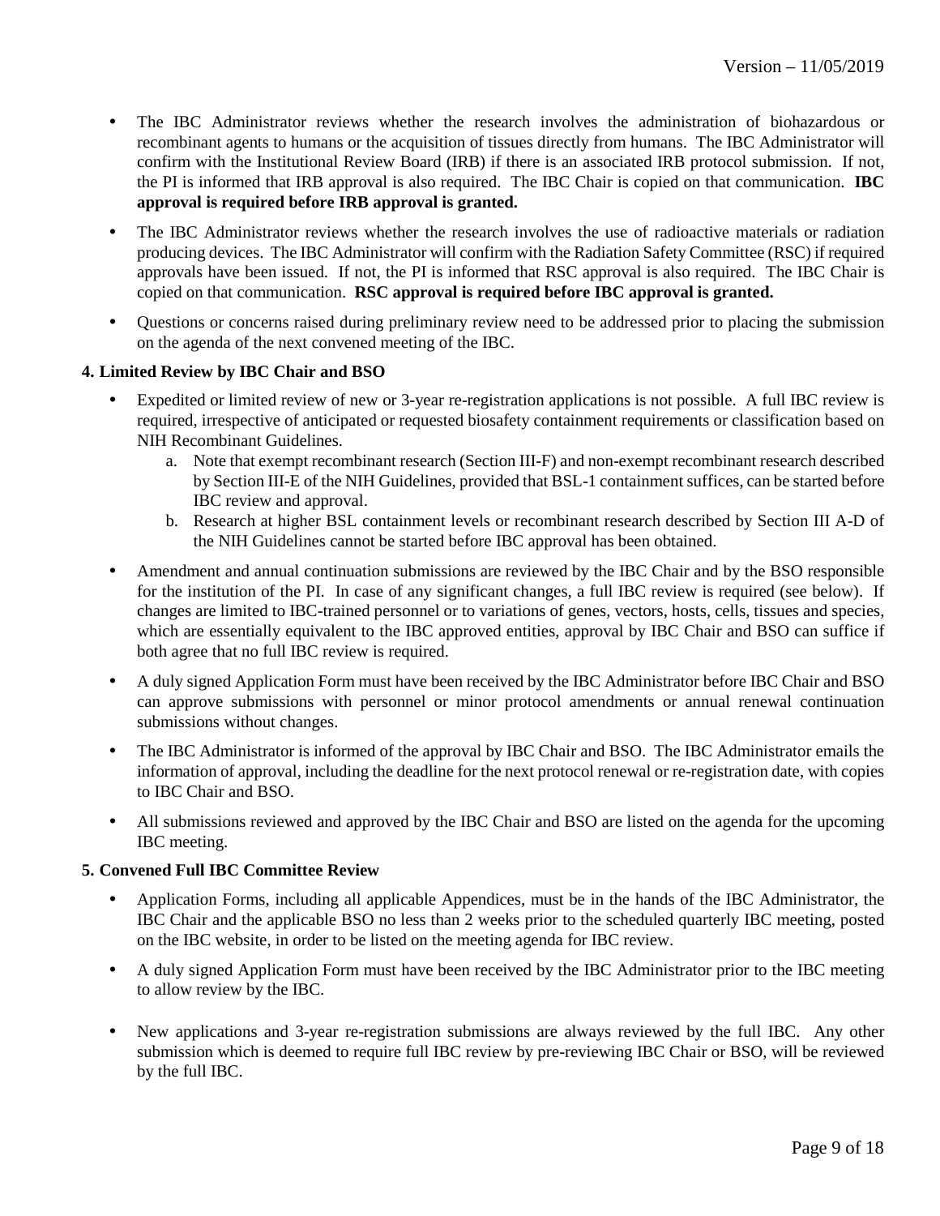- The IBC Administrator reviews whether the research involves the administration of biohazardous or recombinant agents to humans or the acquisition of tissues directly from humans. The IBC Administrator will confirm with the Institutional Review Board (IRB) if there is an associated IRB protocol submission. If not, the PI is informed that IRB approval is also required. The IBC Chair is copied on that communication. **IBC approval is required before IRB approval is granted.**

- The IBC Administrator reviews whether the research involves the use of radioactive materials or radiation producing devices. The IBC Administrator will confirm with the Radiation Safety Committee (RSC) if required approvals have been issued. If not, the PI is informed that RSC approval is also required. The IBC Chair is copied on that communication. **RSC approval is required before IBC approval is granted.**

- Questions or concerns raised during preliminary review need to be addressed prior to placing the submission on the agenda of the next convened meeting of the IBC.

**4. Limited Review by IBC Chair and BSO**

- Expedited or limited review of new or 3-year re-registration applications is not possible. A full IBC review is required, irrespective of anticipated or requested biosafety containment requirements or classification based on NIH Recombinant Guidelines.
    a. Note that exempt recombinant research (Section III-F) and non-exempt recombinant research described by Section III-E of the NIH Guidelines, provided that BSL-1 containment suffices, can be started before IBC review and approval.
    b. Research at higher BSL containment levels or recombinant research described by Section III A-D of the NIH Guidelines cannot be started before IBC approval has been obtained.

- Amendment and annual continuation submissions are reviewed by the IBC Chair and by the BSO responsible for the institution of the PI. In case of any significant changes, a full IBC review is required (see below). If changes are limited to IBC-trained personnel or to variations of genes, vectors, hosts, cells, tissues and species, which are essentially equivalent to the IBC approved entities, approval by IBC Chair and BSO can suffice if both agree that no full IBC review is required.

- A duly signed Application Form must have been received by the IBC Administrator before IBC Chair and BSO can approve submissions with personnel or minor protocol amendments or annual renewal continuation submissions without changes.

- The IBC Administrator is informed of the approval by IBC Chair and BSO. The IBC Administrator emails the information of approval, including the deadline for the next protocol renewal or re-registration date, with copies to IBC Chair and BSO.

- All submissions reviewed and approved by the IBC Chair and BSO are listed on the agenda for the upcoming IBC meeting.

**5. Convened Full IBC Committee Review**

- Application Forms, including all applicable Appendices, must be in the hands of the IBC Administrator, the IBC Chair and the applicable BSO no less than 2 weeks prior to the scheduled quarterly IBC meeting, posted on the IBC website, in order to be listed on the meeting agenda for IBC review.

- A duly signed Application Form must have been received by the IBC Administrator prior to the IBC meeting to allow review by the IBC.

- New applications and 3-year re-registration submissions are always reviewed by the full IBC. Any other submission which is deemed to require full IBC review by pre-reviewing IBC Chair or BSO, will be reviewed by the full IBC.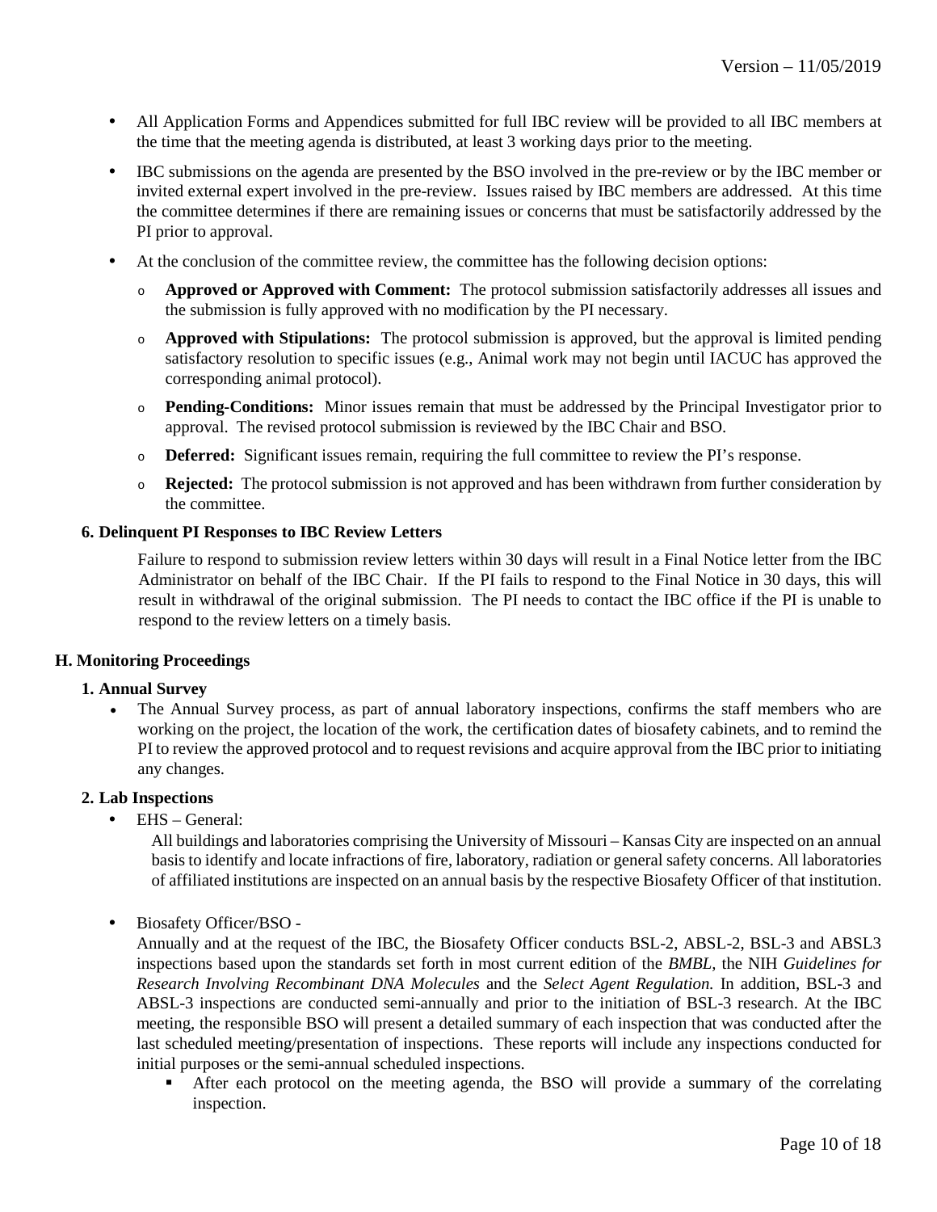- All Application Forms and Appendices submitted for full IBC review will be provided to all IBC members at the time that the meeting agenda is distributed, at least 3 working days prior to the meeting.
- IBC submissions on the agenda are presented by the BSO involved in the pre-review or by the IBC member or invited external expert involved in the pre-review. Issues raised by IBC members are addressed. At this time the committee determines if there are remaining issues or concerns that must be satisfactorily addressed by the PI prior to approval.
- At the conclusion of the committee review, the committee has the following decision options:
  - **Approved or Approved with Comment:** The protocol submission satisfactorily addresses all issues and the submission is fully approved with no modification by the PI necessary.
  - **Approved with Stipulations:** The protocol submission is approved, but the approval is limited pending satisfactory resolution to specific issues (e.g., Animal work may not begin until IACUC has approved the corresponding animal protocol).
  - **Pending-Conditions:** Minor issues remain that must be addressed by the Principal Investigator prior to approval. The revised protocol submission is reviewed by the IBC Chair and BSO.
  - **Deferred:** Significant issues remain, requiring the full committee to review the PI's response.
  - **Rejected:** The protocol submission is not approved and has been withdrawn from further consideration by the committee.

#### 6. Delinquent PI Responses to IBC Review Letters

Failure to respond to submission review letters within 30 days will result in a Final Notice letter from the IBC Administrator on behalf of the IBC Chair. If the PI fails to respond to the Final Notice in 30 days, this will result in withdrawal of the original submission. The PI needs to contact the IBC office if the PI is unable to respond to the review letters on a timely basis.

### H. Monitoring Proceedings

#### 1. Annual Survey

- The Annual Survey process, as part of annual laboratory inspections, confirms the staff members who are working on the project, the location of the work, the certification dates of biosafety cabinets, and to remind the PI to review the approved protocol and to request revisions and acquire approval from the IBC prior to initiating any changes.

#### 2. Lab Inspections

- EHS – General:

  All buildings and laboratories comprising the University of Missouri – Kansas City are inspected on an annual basis to identify and locate infractions of fire, laboratory, radiation or general safety concerns. All laboratories of affiliated institutions are inspected on an annual basis by the respective Biosafety Officer of that institution.

- Biosafety Officer/BSO -

  Annually and at the request of the IBC, the Biosafety Officer conducts BSL-2, ABSL-2, BSL-3 and ABSL3 inspections based upon the standards set forth in most current edition of the *BMBL,* the NIH *Guidelines for Research Involving Recombinant DNA Molecules* and the *Select Agent Regulation.* In addition, BSL-3 and ABSL-3 inspections are conducted semi-annually and prior to the initiation of BSL-3 research. At the IBC meeting, the responsible BSO will present a detailed summary of each inspection that was conducted after the last scheduled meeting/presentation of inspections. These reports will include any inspections conducted for initial purposes or the semi-annual scheduled inspections.
  - After each protocol on the meeting agenda, the BSO will provide a summary of the correlating inspection.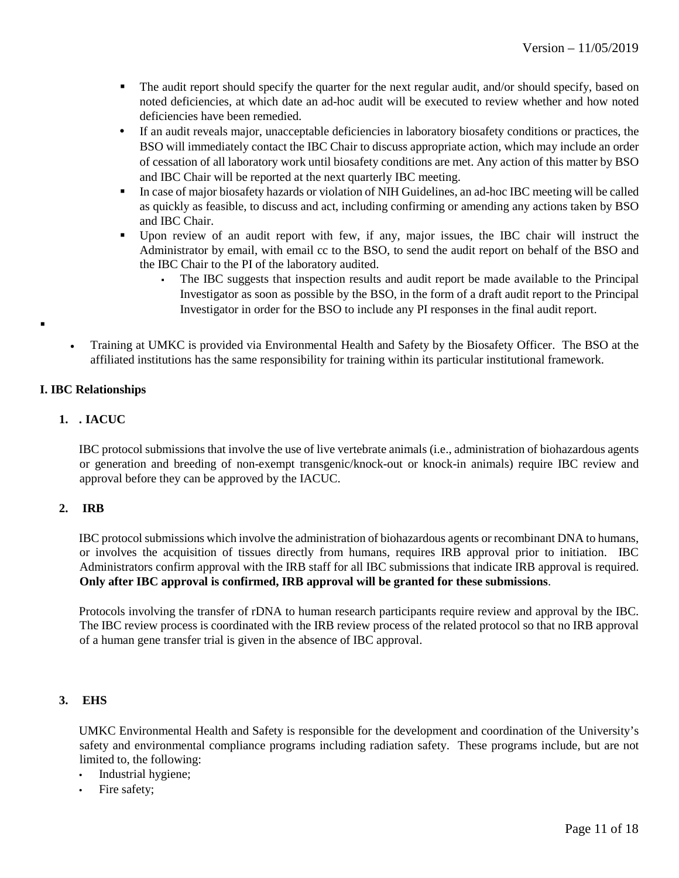- The audit report should specify the quarter for the next regular audit, and/or should specify, based on noted deficiencies, at which date an ad-hoc audit will be executed to review whether and how noted deficiencies have been remedied.
- If an audit reveals major, unacceptable deficiencies in laboratory biosafety conditions or practices, the BSO will immediately contact the IBC Chair to discuss appropriate action, which may include an order of cessation of all laboratory work until biosafety conditions are met. Any action of this matter by BSO and IBC Chair will be reported at the next quarterly IBC meeting.
- In case of major biosafety hazards or violation of NIH Guidelines, an ad-hoc IBC meeting will be called as quickly as feasible, to discuss and act, including confirming or amending any actions taken by BSO and IBC Chair.
- Upon review of an audit report with few, if any, major issues, the IBC chair will instruct the Administrator by email, with email cc to the BSO, to send the audit report on behalf of the BSO and the IBC Chair to the PI of the laboratory audited.
  - The IBC suggests that inspection results and audit report be made available to the Principal Investigator as soon as possible by the BSO, in the form of a draft audit report to the Principal Investigator in order for the BSO to include any PI responses in the final audit report.

- Training at UMKC is provided via Environmental Health and Safety by the Biosafety Officer. The BSO at the affiliated institutions has the same responsibility for training within its particular institutional framework.

## I. IBC Relationships

### 1. . IACUC

IBC protocol submissions that involve the use of live vertebrate animals (i.e., administration of biohazardous agents or generation and breeding of non-exempt transgenic/knock-out or knock-in animals) require IBC review and approval before they can be approved by the IACUC.

### 2. IRB

IBC protocol submissions which involve the administration of biohazardous agents or recombinant DNA to humans, or involves the acquisition of tissues directly from humans, requires IRB approval prior to initiation. IBC Administrators confirm approval with the IRB staff for all IBC submissions that indicate IRB approval is required. **Only after IBC approval is confirmed, IRB approval will be granted for these submissions**.

Protocols involving the transfer of rDNA to human research participants require review and approval by the IBC. The IBC review process is coordinated with the IRB review process of the related protocol so that no IRB approval of a human gene transfer trial is given in the absence of IBC approval.

### 3. EHS

UMKC Environmental Health and Safety is responsible for the development and coordination of the University's safety and environmental compliance programs including radiation safety. These programs include, but are not limited to, the following:

- Industrial hygiene;
- Fire safety;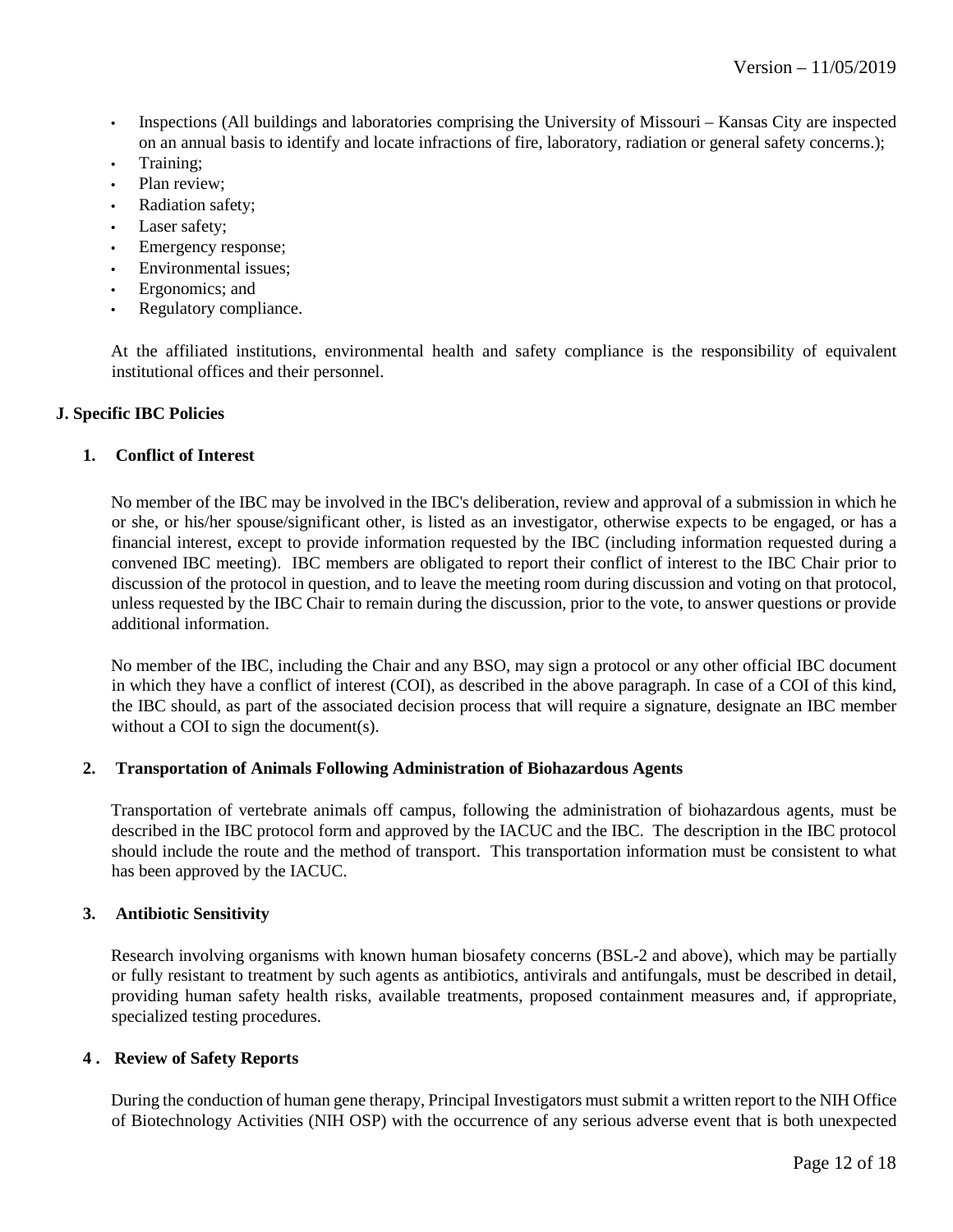- Inspections (All buildings and laboratories comprising the University of Missouri – Kansas City are inspected on an annual basis to identify and locate infractions of fire, laboratory, radiation or general safety concerns.);
- Training;
- Plan review;
- Radiation safety;
- Laser safety;
- Emergency response;
- Environmental issues;
- Ergonomics; and
- Regulatory compliance.

At the affiliated institutions, environmental health and safety compliance is the responsibility of equivalent institutional offices and their personnel.

### J. Specific IBC Policies

#### 1. Conflict of Interest

No member of the IBC may be involved in the IBC's deliberation, review and approval of a submission in which he or she, or his/her spouse/significant other, is listed as an investigator, otherwise expects to be engaged, or has a financial interest, except to provide information requested by the IBC (including information requested during a convened IBC meeting). IBC members are obligated to report their conflict of interest to the IBC Chair prior to discussion of the protocol in question, and to leave the meeting room during discussion and voting on that protocol, unless requested by the IBC Chair to remain during the discussion, prior to the vote, to answer questions or provide additional information.

No member of the IBC, including the Chair and any BSO, may sign a protocol or any other official IBC document in which they have a conflict of interest (COI), as described in the above paragraph. In case of a COI of this kind, the IBC should, as part of the associated decision process that will require a signature, designate an IBC member without a COI to sign the document(s).

#### 2. Transportation of Animals Following Administration of Biohazardous Agents

Transportation of vertebrate animals off campus, following the administration of biohazardous agents, must be described in the IBC protocol form and approved by the IACUC and the IBC. The description in the IBC protocol should include the route and the method of transport. This transportation information must be consistent to what has been approved by the IACUC.

#### 3. Antibiotic Sensitivity

Research involving organisms with known human biosafety concerns (BSL-2 and above), which may be partially or fully resistant to treatment by such agents as antibiotics, antivirals and antifungals, must be described in detail, providing human safety health risks, available treatments, proposed containment measures and, if appropriate, specialized testing procedures.

#### 4. Review of Safety Reports

During the conduction of human gene therapy, Principal Investigators must submit a written report to the NIH Office of Biotechnology Activities (NIH OSP) with the occurrence of any serious adverse event that is both unexpected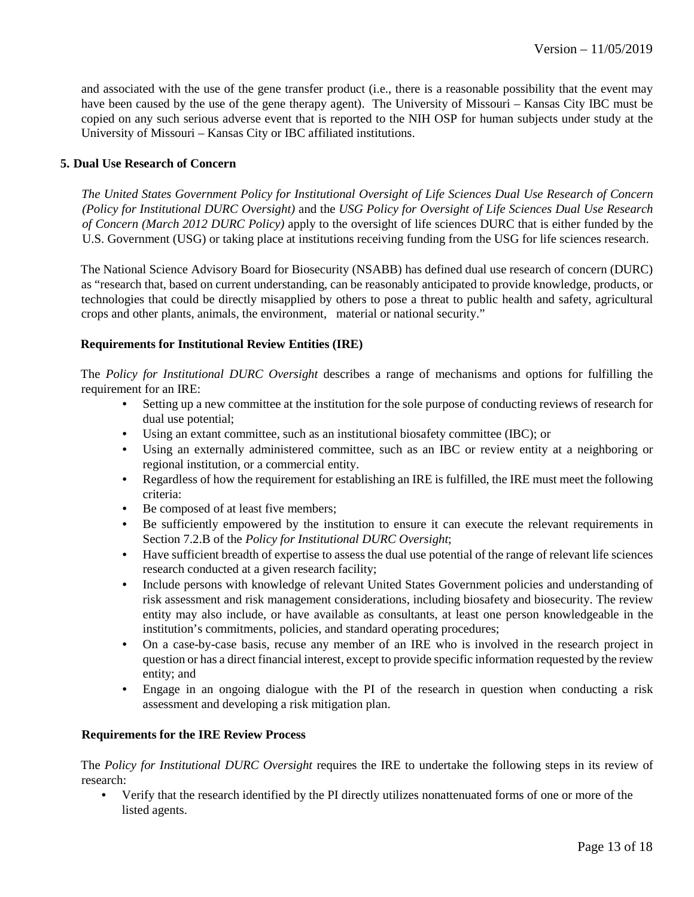and associated with the use of the gene transfer product (i.e., there is a reasonable possibility that the event may have been caused by the use of the gene therapy agent). The University of Missouri – Kansas City IBC must be copied on any such serious adverse event that is reported to the NIH OSP for human subjects under study at the University of Missouri – Kansas City or IBC affiliated institutions.

## 5. Dual Use Research of Concern

*The United States Government Policy for Institutional Oversight of Life Sciences Dual Use Research of Concern (Policy for Institutional DURC Oversight)* and the *USG Policy for Oversight of Life Sciences Dual Use Research of Concern (March 2012 DURC Policy)* apply to the oversight of life sciences DURC that is either funded by the U.S. Government (USG) or taking place at institutions receiving funding from the USG for life sciences research.

The National Science Advisory Board for Biosecurity (NSABB) has defined dual use research of concern (DURC) as "research that, based on current understanding, can be reasonably anticipated to provide knowledge, products, or technologies that could be directly misapplied by others to pose a threat to public health and safety, agricultural crops and other plants, animals, the environment, material or national security."

### Requirements for Institutional Review Entities (IRE)

The *Policy for Institutional DURC Oversight* describes a range of mechanisms and options for fulfilling the requirement for an IRE:

- Setting up a new committee at the institution for the sole purpose of conducting reviews of research for dual use potential;
- Using an extant committee, such as an institutional biosafety committee (IBC); or
- Using an externally administered committee, such as an IBC or review entity at a neighboring or regional institution, or a commercial entity.
- Regardless of how the requirement for establishing an IRE is fulfilled, the IRE must meet the following criteria:
- Be composed of at least five members;
- Be sufficiently empowered by the institution to ensure it can execute the relevant requirements in Section 7.2.B of the *Policy for Institutional DURC Oversight*;
- Have sufficient breadth of expertise to assess the dual use potential of the range of relevant life sciences research conducted at a given research facility;
- Include persons with knowledge of relevant United States Government policies and understanding of risk assessment and risk management considerations, including biosafety and biosecurity. The review entity may also include, or have available as consultants, at least one person knowledgeable in the institution's commitments, policies, and standard operating procedures;
- On a case-by-case basis, recuse any member of an IRE who is involved in the research project in question or has a direct financial interest, except to provide specific information requested by the review entity; and
- Engage in an ongoing dialogue with the PI of the research in question when conducting a risk assessment and developing a risk mitigation plan.

### Requirements for the IRE Review Process

The *Policy for Institutional DURC Oversight* requires the IRE to undertake the following steps in its review of research:

- Verify that the research identified by the PI directly utilizes nonattenuated forms of one or more of the listed agents.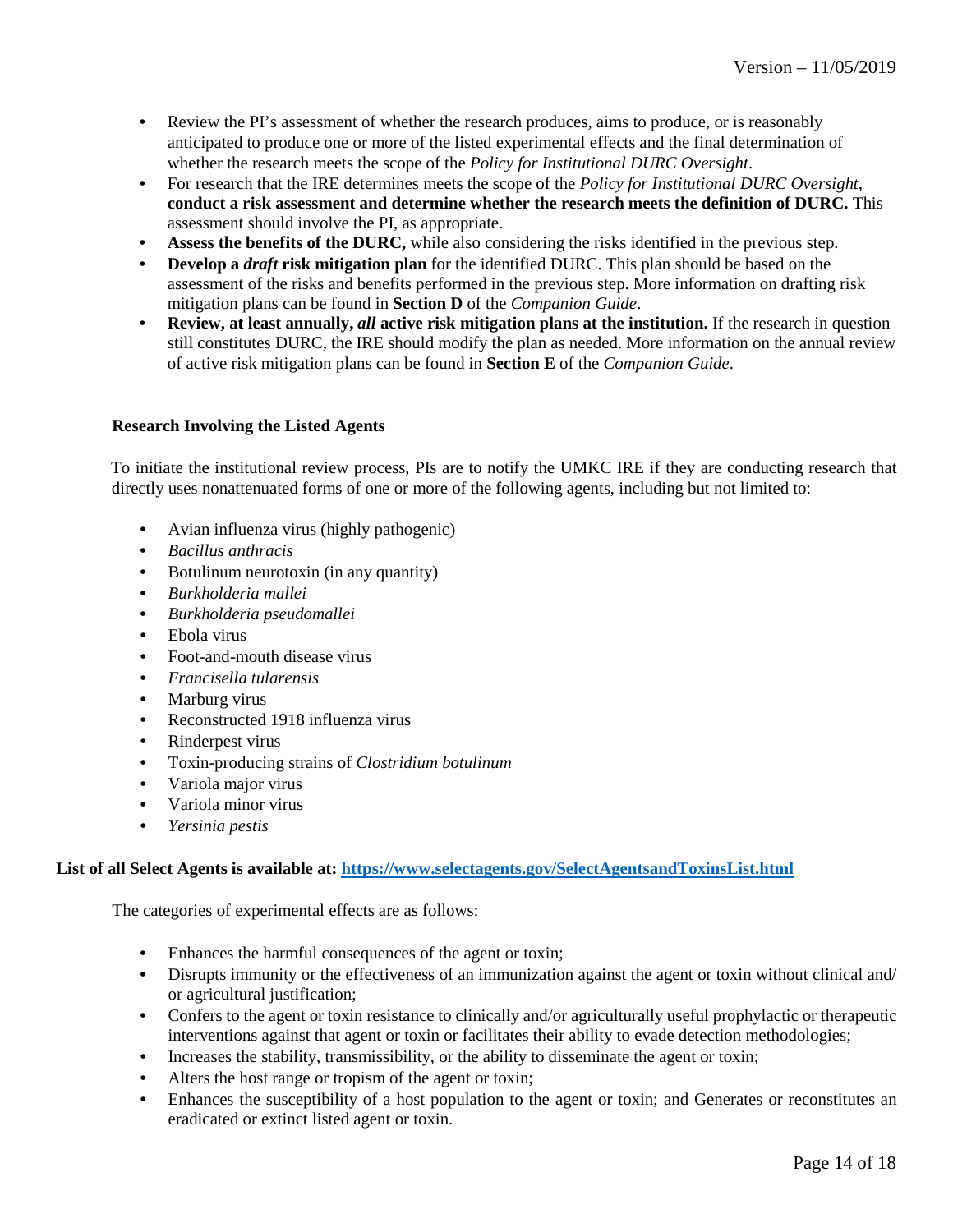- Review the PI's assessment of whether the research produces, aims to produce, or is reasonably anticipated to produce one or more of the listed experimental effects and the final determination of whether the research meets the scope of the *Policy for Institutional DURC Oversight*.
- For research that the IRE determines meets the scope of the *Policy for Institutional DURC Oversight,* **conduct a risk assessment and determine whether the research meets the definition of DURC.** This assessment should involve the PI, as appropriate.
- **Assess the benefits of the DURC,** while also considering the risks identified in the previous step.
- **Develop a *draft* risk mitigation plan** for the identified DURC. This plan should be based on the assessment of the risks and benefits performed in the previous step. More information on drafting risk mitigation plans can be found in **Section D** of the *Companion Guide*.
- **Review, at least annually, *all* active risk mitigation plans at the institution.** If the research in question still constitutes DURC, the IRE should modify the plan as needed. More information on the annual review of active risk mitigation plans can be found in **Section E** of the *Companion Guide*.

**Research Involving the Listed Agents**

To initiate the institutional review process, PIs are to notify the UMKC IRE if they are conducting research that directly uses nonattenuated forms of one or more of the following agents, including but not limited to:

- Avian influenza virus (highly pathogenic)
- *Bacillus anthracis*
- Botulinum neurotoxin (in any quantity)
- *Burkholderia mallei*
- *Burkholderia pseudomallei*
- Ebola virus
- Foot-and-mouth disease virus
- *Francisella tularensis*
- Marburg virus
- Reconstructed 1918 influenza virus
- Rinderpest virus
- Toxin-producing strains of *Clostridium botulinum*
- Variola major virus
- Variola minor virus
- *Yersinia pestis*

**List of all Select Agents is available at: [https://www.selectagents.gov/SelectAgentsandToxinsList.html](https://www.selectagents.gov/SelectAgentsandToxinsList.html)**

The categories of experimental effects are as follows:

- Enhances the harmful consequences of the agent or toxin;
- Disrupts immunity or the effectiveness of an immunization against the agent or toxin without clinical and/ or agricultural justification;
- Confers to the agent or toxin resistance to clinically and/or agriculturally useful prophylactic or therapeutic interventions against that agent or toxin or facilitates their ability to evade detection methodologies;
- Increases the stability, transmissibility, or the ability to disseminate the agent or toxin;
- Alters the host range or tropism of the agent or toxin;
- Enhances the susceptibility of a host population to the agent or toxin; and Generates or reconstitutes an eradicated or extinct listed agent or toxin.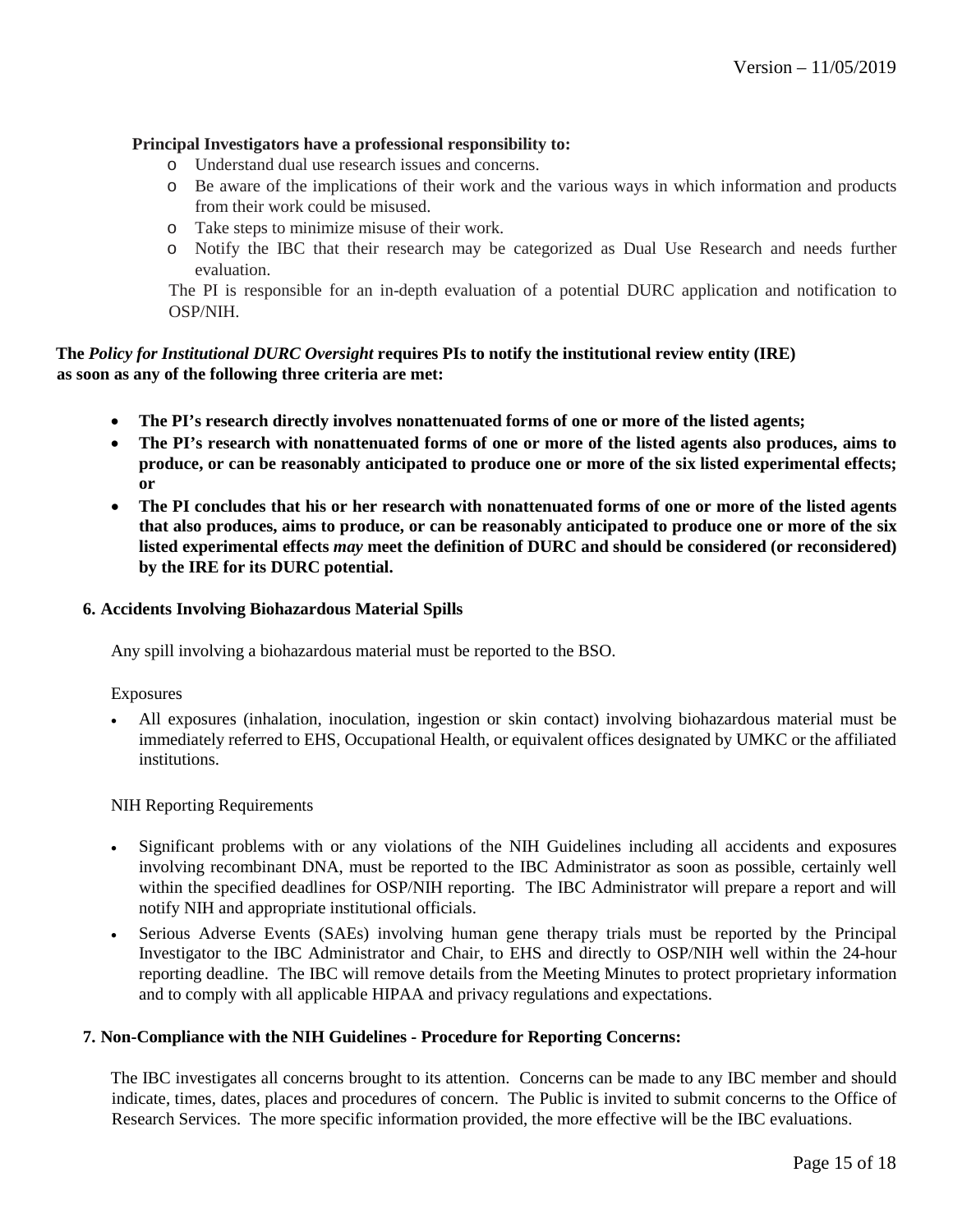**Principal Investigators have a professional responsibility to:**

- Understand dual use research issues and concerns.
- Be aware of the implications of their work and the various ways in which information and products from their work could be misused.
- Take steps to minimize misuse of their work.
- Notify the IBC that their research may be categorized as Dual Use Research and needs further evaluation.

The PI is responsible for an in-depth evaluation of a potential DURC application and notification to OSP/NIH.

**The *Policy for Institutional DURC Oversight* requires PIs to notify the institutional review entity (IRE) as soon as any of the following three criteria are met:**

- **The PI's research directly involves nonattenuated forms of one or more of the listed agents;**
- **The PI's research with nonattenuated forms of one or more of the listed agents also produces, aims to produce, or can be reasonably anticipated to produce one or more of the six listed experimental effects; or**
- **The PI concludes that his or her research with nonattenuated forms of one or more of the listed agents that also produces, aims to produce, or can be reasonably anticipated to produce one or more of the six listed experimental effects *may* meet the definition of DURC and should be considered (or reconsidered) by the IRE for its DURC potential.**

### 6. Accidents Involving Biohazardous Material Spills

Any spill involving a biohazardous material must be reported to the BSO.

Exposures

- All exposures (inhalation, inoculation, ingestion or skin contact) involving biohazardous material must be immediately referred to EHS, Occupational Health, or equivalent offices designated by UMKC or the affiliated institutions.

NIH Reporting Requirements

- Significant problems with or any violations of the NIH Guidelines including all accidents and exposures involving recombinant DNA, must be reported to the IBC Administrator as soon as possible, certainly well within the specified deadlines for OSP/NIH reporting. The IBC Administrator will prepare a report and will notify NIH and appropriate institutional officials.
- Serious Adverse Events (SAEs) involving human gene therapy trials must be reported by the Principal Investigator to the IBC Administrator and Chair, to EHS and directly to OSP/NIH well within the 24-hour reporting deadline. The IBC will remove details from the Meeting Minutes to protect proprietary information and to comply with all applicable HIPAA and privacy regulations and expectations.

### 7. Non-Compliance with the NIH Guidelines - Procedure for Reporting Concerns:

The IBC investigates all concerns brought to its attention. Concerns can be made to any IBC member and should indicate, times, dates, places and procedures of concern. The Public is invited to submit concerns to the Office of Research Services. The more specific information provided, the more effective will be the IBC evaluations.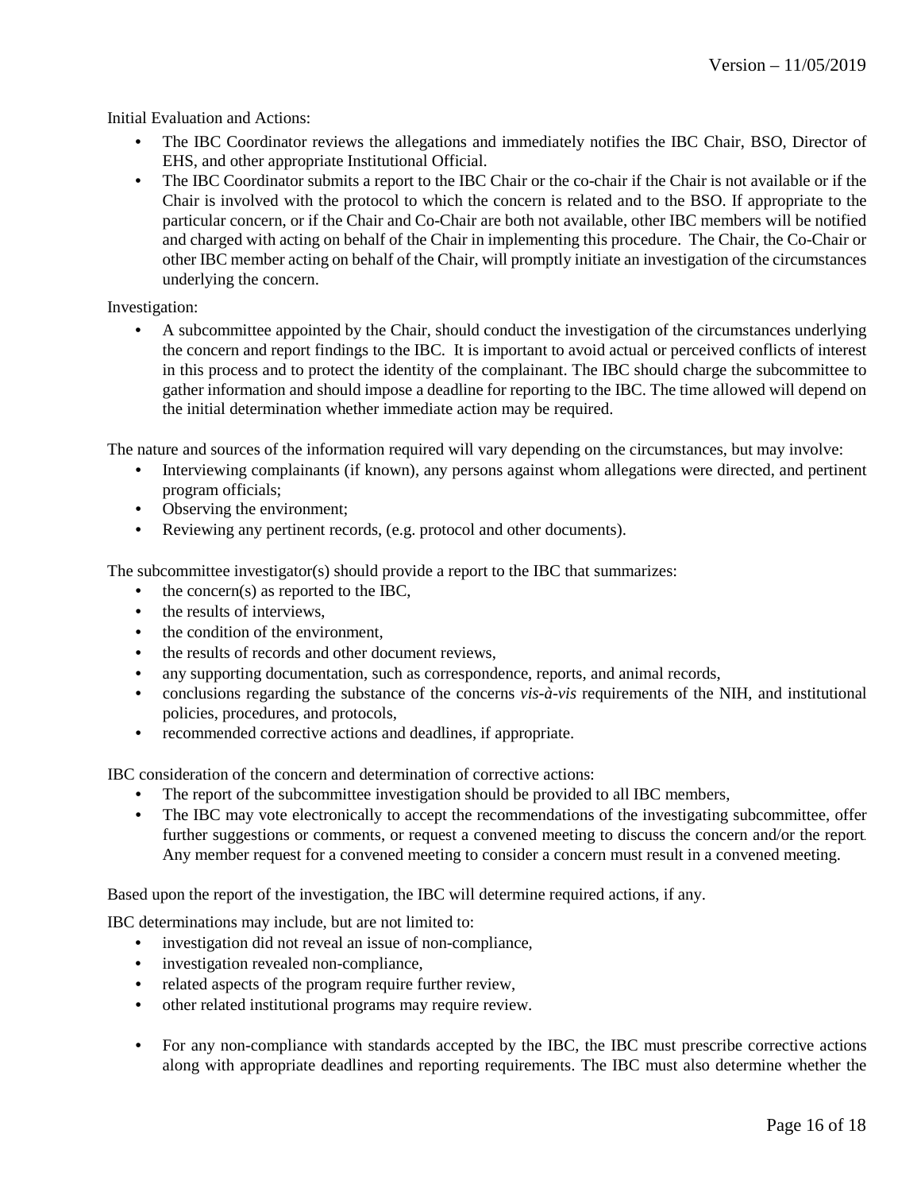Initial Evaluation and Actions:

- The IBC Coordinator reviews the allegations and immediately notifies the IBC Chair, BSO, Director of EHS, and other appropriate Institutional Official.
- The IBC Coordinator submits a report to the IBC Chair or the co-chair if the Chair is not available or if the Chair is involved with the protocol to which the concern is related and to the BSO. If appropriate to the particular concern, or if the Chair and Co-Chair are both not available, other IBC members will be notified and charged with acting on behalf of the Chair in implementing this procedure. The Chair, the Co-Chair or other IBC member acting on behalf of the Chair, will promptly initiate an investigation of the circumstances underlying the concern.

Investigation:

- A subcommittee appointed by the Chair, should conduct the investigation of the circumstances underlying the concern and report findings to the IBC. It is important to avoid actual or perceived conflicts of interest in this process and to protect the identity of the complainant. The IBC should charge the subcommittee to gather information and should impose a deadline for reporting to the IBC. The time allowed will depend on the initial determination whether immediate action may be required.

The nature and sources of the information required will vary depending on the circumstances, but may involve:

- Interviewing complainants (if known), any persons against whom allegations were directed, and pertinent program officials;
- Observing the environment;
- Reviewing any pertinent records, (e.g. protocol and other documents).

The subcommittee investigator(s) should provide a report to the IBC that summarizes:

- the concern(s) as reported to the IBC,
- the results of interviews,
- the condition of the environment,
- the results of records and other document reviews,
- any supporting documentation, such as correspondence, reports, and animal records,
- conclusions regarding the substance of the concerns *vis-à-vis* requirements of the NIH, and institutional policies, procedures, and protocols,
- recommended corrective actions and deadlines, if appropriate.

IBC consideration of the concern and determination of corrective actions:

- The report of the subcommittee investigation should be provided to all IBC members,
- The IBC may vote electronically to accept the recommendations of the investigating subcommittee, offer further suggestions or comments, or request a convened meeting to discuss the concern and/or the report. Any member request for a convened meeting to consider a concern must result in a convened meeting.

Based upon the report of the investigation, the IBC will determine required actions, if any.

IBC determinations may include, but are not limited to:

- investigation did not reveal an issue of non-compliance,
- investigation revealed non-compliance,
- related aspects of the program require further review,
- other related institutional programs may require review.

- For any non-compliance with standards accepted by the IBC, the IBC must prescribe corrective actions along with appropriate deadlines and reporting requirements. The IBC must also determine whether the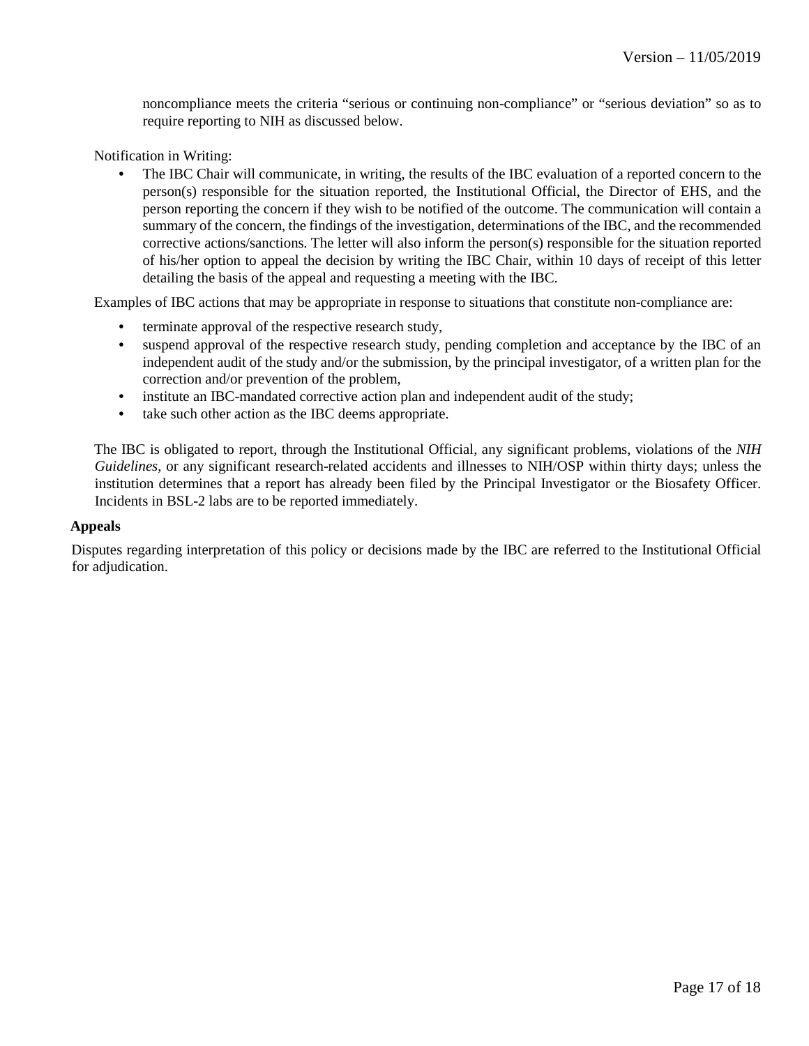noncompliance meets the criteria "serious or continuing non-compliance" or "serious deviation" so as to require reporting to NIH as discussed below.

Notification in Writing:

- The IBC Chair will communicate, in writing, the results of the IBC evaluation of a reported concern to the person(s) responsible for the situation reported, the Institutional Official, the Director of EHS, and the person reporting the concern if they wish to be notified of the outcome. The communication will contain a summary of the concern, the findings of the investigation, determinations of the IBC, and the recommended corrective actions/sanctions. The letter will also inform the person(s) responsible for the situation reported of his/her option to appeal the decision by writing the IBC Chair, within 10 days of receipt of this letter detailing the basis of the appeal and requesting a meeting with the IBC.

Examples of IBC actions that may be appropriate in response to situations that constitute non-compliance are:

- terminate approval of the respective research study,
- suspend approval of the respective research study, pending completion and acceptance by the IBC of an independent audit of the study and/or the submission, by the principal investigator, of a written plan for the correction and/or prevention of the problem,
- institute an IBC-mandated corrective action plan and independent audit of the study;
- take such other action as the IBC deems appropriate.

The IBC is obligated to report, through the Institutional Official, any significant problems, violations of the *NIH Guidelines*, or any significant research-related accidents and illnesses to NIH/OSP within thirty days; unless the institution determines that a report has already been filed by the Principal Investigator or the Biosafety Officer. Incidents in BSL-2 labs are to be reported immediately.

**Appeals**

Disputes regarding interpretation of this policy or decisions made by the IBC are referred to the Institutional Official for adjudication.